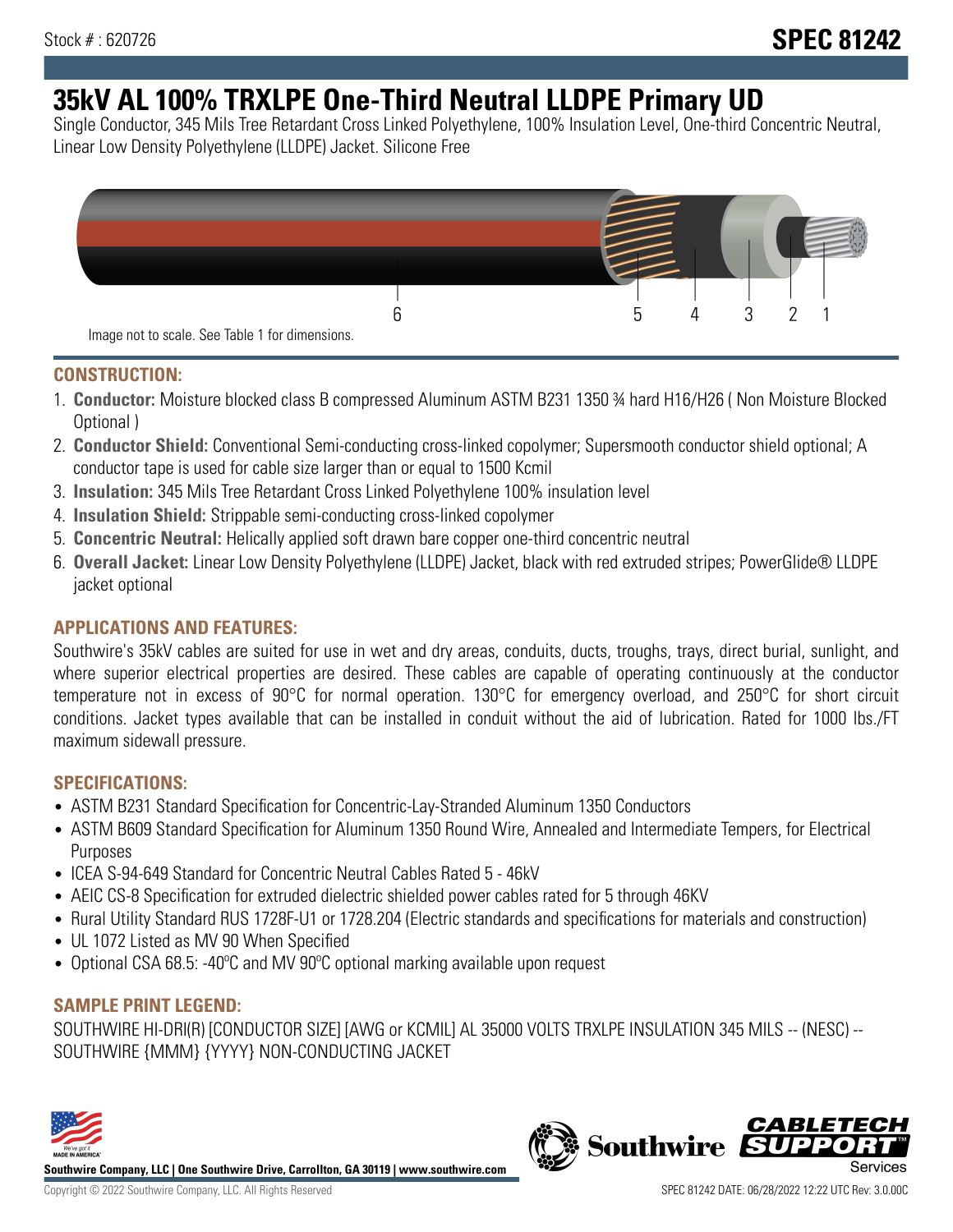Stock # : 620726

# SPEC 81242

## 35kV AL 100% TRXLPE One-Third Neutral LLDPE Primary UD

Single Conductor, 345 Mils Tree Retardant Cross Linked Polyethylene, 100% Insulation Level, One-third Concentric Neutral, Linear Low Density Polyethylene (LLDPE) Jacket. Silicone Free

6 5 4 3 2 1

Image not to scale. See Table 1 for dimensions.

### CONSTRUCTION:

1. **Conductor:** Moisture blocked class B compressed Aluminum ASTM B231 1350 ¾ hard H16/H26 ( Non Moisture Blocked Optional )
2. **Conductor Shield:** Conventional Semi-conducting cross-linked copolymer; Supersmooth conductor shield optional; A conductor tape is used for cable size larger than or equal to 1500 Kcmil
3. **Insulation:** 345 Mils Tree Retardant Cross Linked Polyethylene 100% insulation level
4. **Insulation Shield:** Strippable semi-conducting cross-linked copolymer
5. **Concentric Neutral:** Helically applied soft drawn bare copper one-third concentric neutral
6. **Overall Jacket:** Linear Low Density Polyethylene (LLDPE) Jacket, black with red extruded stripes; PowerGlide® LLDPE jacket optional

### APPLICATIONS AND FEATURES:

Southwire's 35kV cables are suited for use in wet and dry areas, conduits, ducts, troughs, trays, direct burial, sunlight, and where superior electrical properties are desired. These cables are capable of operating continuously at the conductor temperature not in excess of 90°C for normal operation. 130°C for emergency overload, and 250°C for short circuit conditions. Jacket types available that can be installed in conduit without the aid of lubrication. Rated for 1000 lbs./FT maximum sidewall pressure.

### SPECIFICATIONS:

- ASTM B231 Standard Specification for Concentric-Lay-Stranded Aluminum 1350 Conductors
- ASTM B609 Standard Specification for Aluminum 1350 Round Wire, Annealed and Intermediate Tempers, for Electrical Purposes
- ICEA S-94-649 Standard for Concentric Neutral Cables Rated 5 - 46kV
- AEIC CS-8 Specification for extruded dielectric shielded power cables rated for 5 through 46KV
- Rural Utility Standard RUS 1728F-U1 or 1728.204 (Electric standards and specifications for materials and construction)
- UL 1072 Listed as MV 90 When Specified
- Optional CSA 68.5: -40ºC and MV 90ºC optional marking available upon request

### SAMPLE PRINT LEGEND:

SOUTHWIRE HI-DRI(R) [CONDUCTOR SIZE] [AWG or KCMIL] AL 35000 VOLTS TRXLPE INSULATION 345 MILS -- (NESC) -- SOUTHWIRE {MMM} {YYYY} NON-CONDUCTING JACKET

**Southwire Company, LLC | One Southwire Drive, Carrollton, GA 30119 | www.southwire.com**

Copyright © 2022 Southwire Company, LLC. All Rights Reserved

SPEC 81242 DATE: 06/28/2022 12:22 UTC Rev: 3.0.00C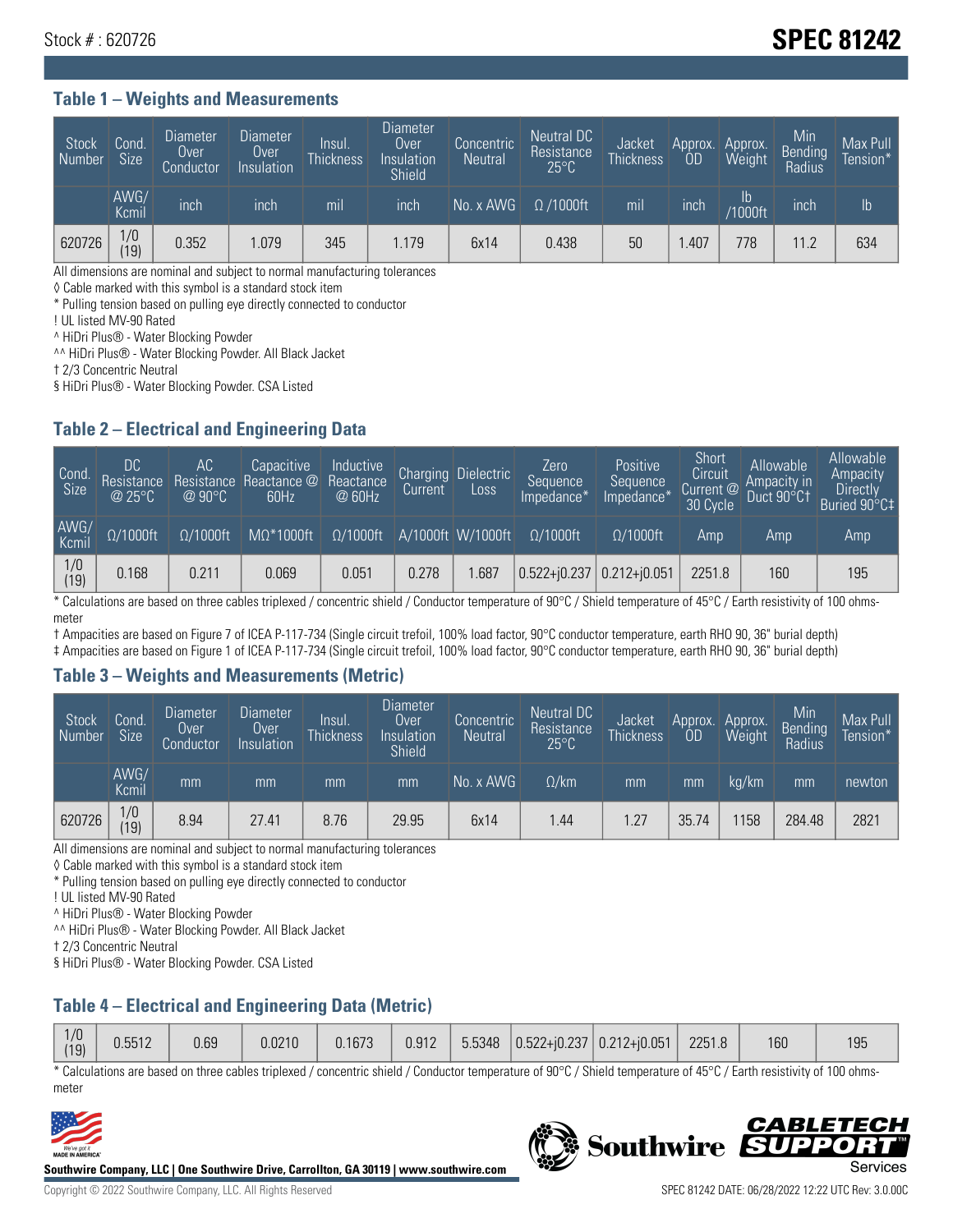Stock # : 620726

# SPEC 81242

## Table 1 – Weights and Measurements

| Stock Number | Cond. Size | Diameter Over Conductor | Diameter Over Insulation | Insul. Thickness | Diameter Over Insulation Shield | Concentric Neutral | Neutral DC Resistance 25°C | Jacket Thickness | Approx. OD | Approx. Weight | Min Bending Radius | Max Pull Tension* |
|---|---|---|---|---|---|---|---|---|---|---|---|---|
| | AWG/ Kcmil | inch | inch | mil | inch | No. x AWG | Ω /1000ft | mil | inch | lb /1000ft | inch | lb |
| 620726 | 1/0 (19) | 0.352 | 1.079 | 345 | 1.179 | 6x14 | 0.438 | 50 | 1.407 | 778 | 11.2 | 634 |

All dimensions are nominal and subject to normal manufacturing tolerances
◊ Cable marked with this symbol is a standard stock item
* Pulling tension based on pulling eye directly connected to conductor
! UL listed MV-90 Rated
^ HiDri Plus® - Water Blocking Powder
^^ HiDri Plus® - Water Blocking Powder. All Black Jacket
† 2/3 Concentric Neutral
§ HiDri Plus® - Water Blocking Powder. CSA Listed

## Table 2 – Electrical and Engineering Data

| Cond. Size | DC Resistance @ 25°C | AC Resistance @ 90°C | Capacitive Reactance @ 60Hz | Inductive Reactance @ 60Hz | Charging Current | Dielectric Loss | Zero Sequence Impedance* | Positive Sequence Impedance* | Short Circuit Current @ 30 Cycle | Allowable Ampacity in Duct 90°C† | Allowable Ampacity Directly Buried 90°C‡ |
|---|---|---|---|---|---|---|---|---|---|---|---|
| AWG/ Kcmil | Ω/1000ft | Ω/1000ft | MΩ*1000ft | Ω/1000ft | A/1000ft | W/1000ft | Ω/1000ft | Ω/1000ft | Amp | Amp | Amp |
| 1/0 (19) | 0.168 | 0.211 | 0.069 | 0.051 | 0.278 | 1.687 | 0.522+j0.237 | 0.212+j0.051 | 2251.8 | 160 | 195 |

* Calculations are based on three cables triplexed / concentric shield / Conductor temperature of 90°C / Shield temperature of 45°C / Earth resistivity of 100 ohms-meter
† Ampacities are based on Figure 7 of ICEA P-117-734 (Single circuit trefoil, 100% load factor, 90°C conductor temperature, earth RHO 90, 36" burial depth)
‡ Ampacities are based on Figure 1 of ICEA P-117-734 (Single circuit trefoil, 100% load factor, 90°C conductor temperature, earth RHO 90, 36" burial depth)

## Table 3 – Weights and Measurements (Metric)

| Stock Number | Cond. Size | Diameter Over Conductor | Diameter Over Insulation | Insul. Thickness | Diameter Over Insulation Shield | Concentric Neutral | Neutral DC Resistance 25°C | Jacket Thickness | Approx. OD | Approx. Weight | Min Bending Radius | Max Pull Tension* |
|---|---|---|---|---|---|---|---|---|---|---|---|---|
| | AWG/ Kcmil | mm | mm | mm | mm | No. x AWG | Ω/km | mm | mm | kg/km | mm | newton |
| 620726 | 1/0 (19) | 8.94 | 27.41 | 8.76 | 29.95 | 6x14 | 1.44 | 1.27 | 35.74 | 1158 | 284.48 | 2821 |

All dimensions are nominal and subject to normal manufacturing tolerances
◊ Cable marked with this symbol is a standard stock item
* Pulling tension based on pulling eye directly connected to conductor
! UL listed MV-90 Rated
^ HiDri Plus® - Water Blocking Powder
^^ HiDri Plus® - Water Blocking Powder. All Black Jacket
† 2/3 Concentric Neutral
§ HiDri Plus® - Water Blocking Powder. CSA Listed

## Table 4 – Electrical and Engineering Data (Metric)

| | | | | | | | | | | | |
|---|---|---|---|---|---|---|---|---|---|---|---|
| 1/0 (19) | 0.5512 | 0.69 | 0.0210 | 0.1673 | 0.912 | 5.5348 | 0.522+j0.237 | 0.212+j0.051 | 2251.8 | 160 | 195 |

* Calculations are based on three cables triplexed / concentric shield / Conductor temperature of 90°C / Shield temperature of 45°C / Earth resistivity of 100 ohms-meter

Southwire Company, LLC | One Southwire Drive, Carrollton, GA 30119 | www.southwire.com

Copyright © 2022 Southwire Company, LLC. All Rights Reserved

SPEC 81242 DATE: 06/28/2022 12:22 UTC Rev: 3.0.00C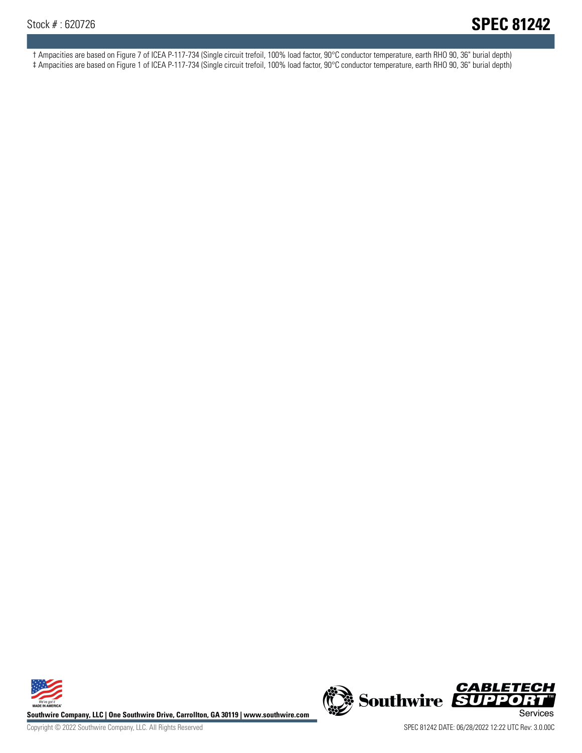† Ampacities are based on Figure 7 of ICEA P-117-734 (Single circuit trefoil, 100% load factor, 90°C conductor temperature, earth RHO 90, 36" burial depth)
‡ Ampacities are based on Figure 1 of ICEA P-117-734 (Single circuit trefoil, 100% load factor, 90°C conductor temperature, earth RHO 90, 36" burial depth)